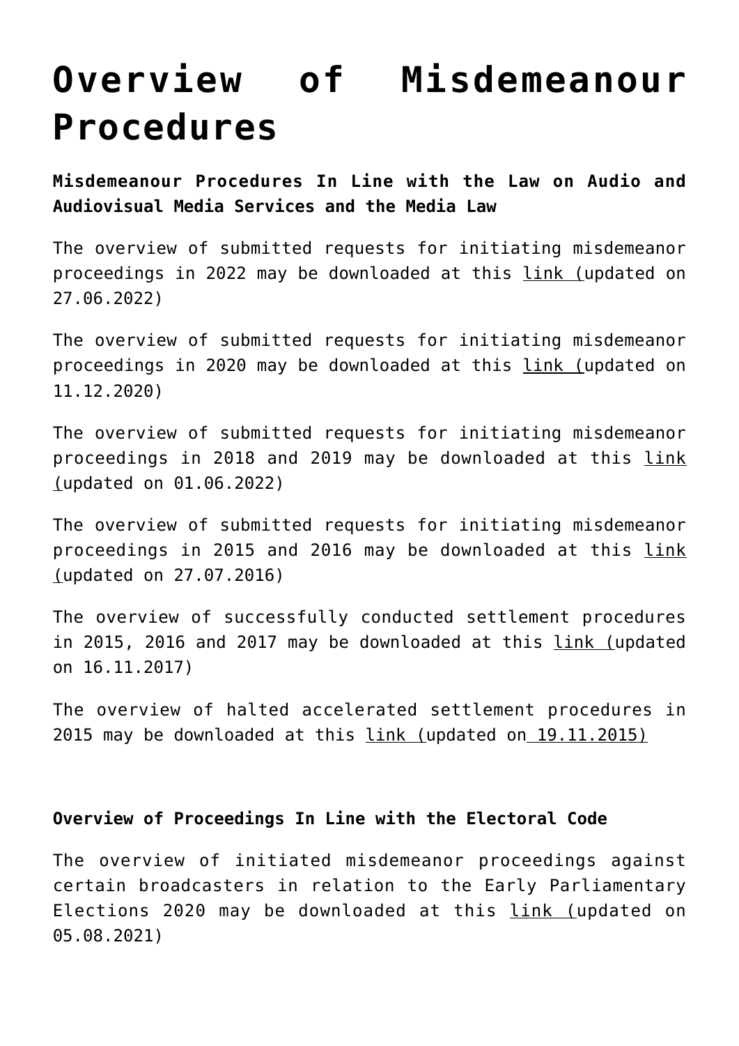# Overview of Misdemeanour Procedures

**Misdemeanour Procedures In Line with the Law on Audio and Audiovisual Media Services and the Media Law**

The overview of submitted requests for initiating misdemeanor proceedings in 2022 may be downloaded at this link (updated on 27.06.2022)

The overview of submitted requests for initiating misdemeanor proceedings in 2020 may be downloaded at this link (updated on 11.12.2020)

The overview of submitted requests for initiating misdemeanor proceedings in 2018 and 2019 may be downloaded at this link (updated on 01.06.2022)

The overview of submitted requests for initiating misdemeanor proceedings in 2015 and 2016 may be downloaded at this link (updated on 27.07.2016)

The overview of successfully conducted settlement procedures in 2015, 2016 and 2017 may be downloaded at this link (updated on 16.11.2017)

The overview of halted accelerated settlement procedures in 2015 may be downloaded at this link (updated on 19.11.2015)

**Overview of Proceedings In Line with the Electoral Code**

The overview of initiated misdemeanor proceedings against certain broadcasters in relation to the Early Parliamentary Elections 2020 may be downloaded at this link (updated on 05.08.2021)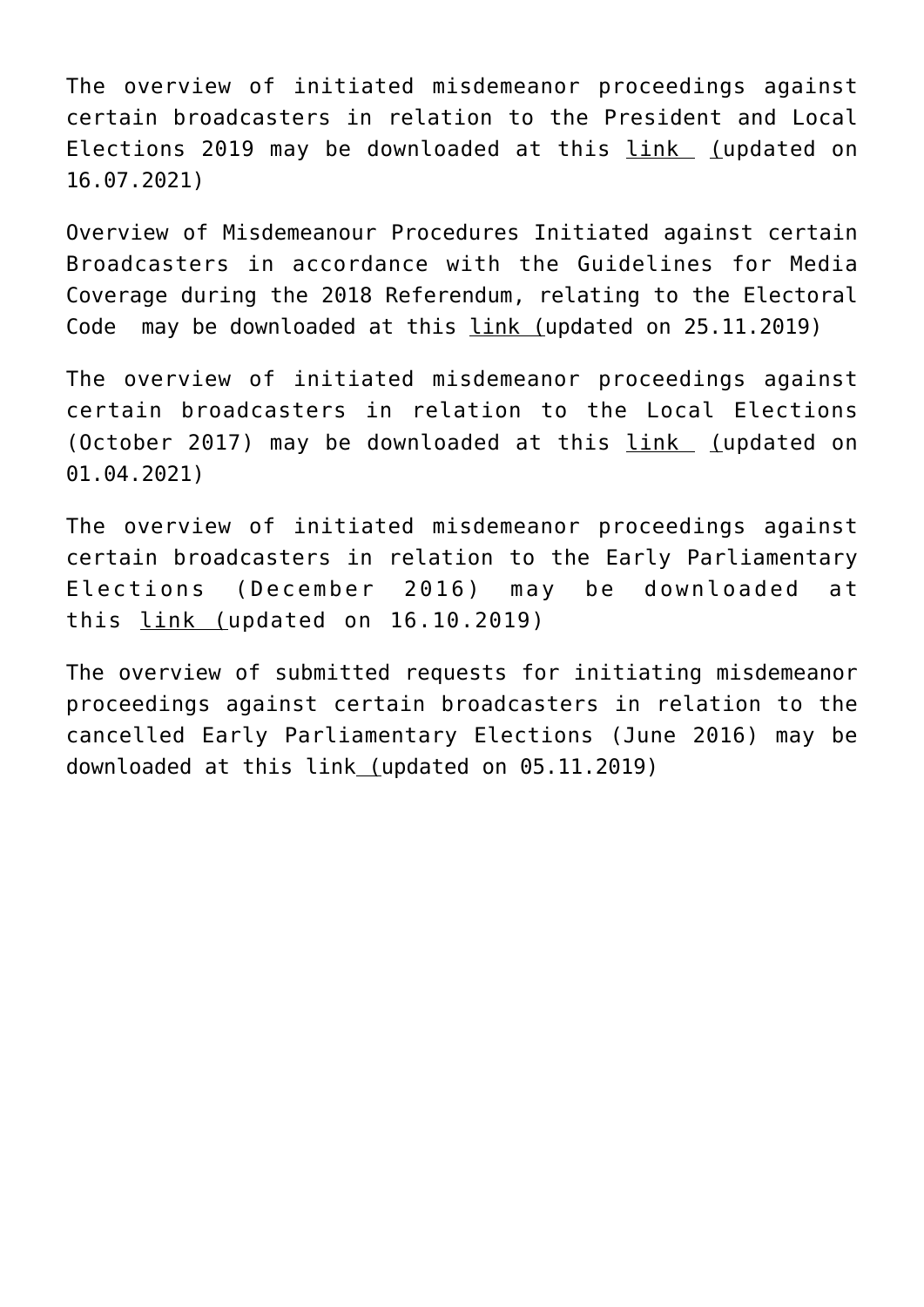The overview of initiated misdemeanor proceedings against certain broadcasters in relation to the President and Local Elections 2019 may be downloaded at this link (updated on 16.07.2021)

Overview of Misdemeanour Procedures Initiated against certain Broadcasters in accordance with the Guidelines for Media Coverage during the 2018 Referendum, relating to the Electoral Code may be downloaded at this link (updated on 25.11.2019)

The overview of initiated misdemeanor proceedings against certain broadcasters in relation to the Local Elections (October 2017) may be downloaded at this link (updated on 01.04.2021)

The overview of initiated misdemeanor proceedings against certain broadcasters in relation to the Early Parliamentary Elections (December 2016) may be downloaded at this link (updated on 16.10.2019)

The overview of submitted requests for initiating misdemeanor proceedings against certain broadcasters in relation to the cancelled Early Parliamentary Elections (June 2016) may be downloaded at this link (updated on 05.11.2019)